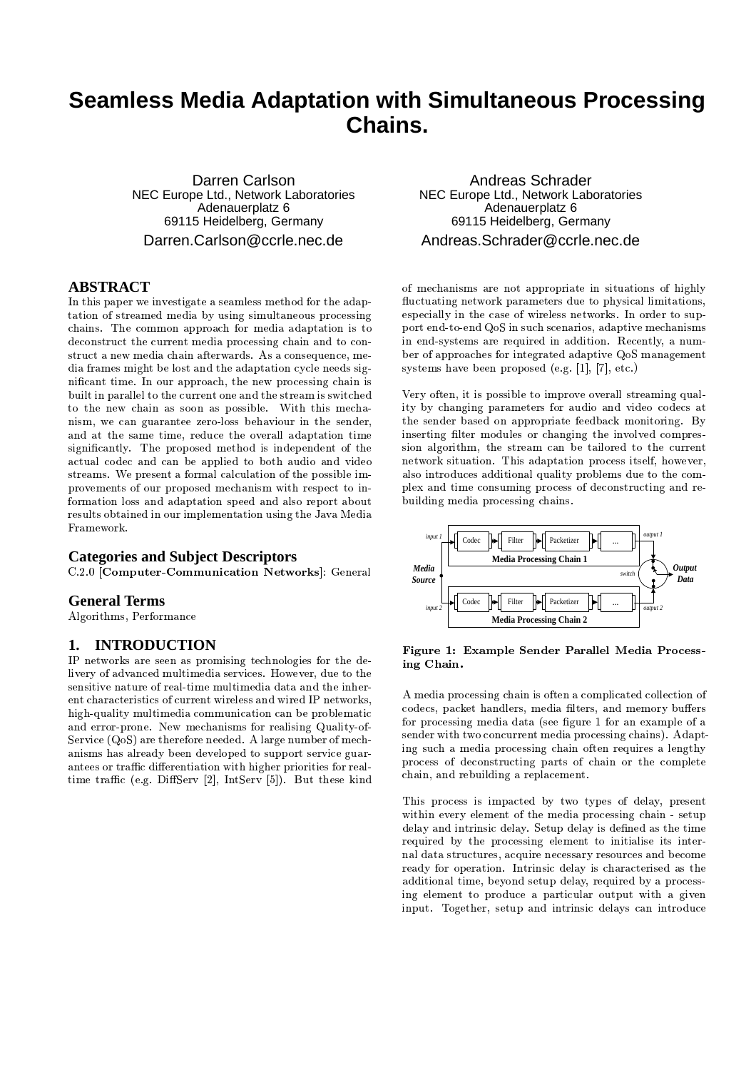# Seamless Media Adaptation with Simultaneous Processing Chains.

Darren Carlson
NEC Europe Ltd., Network Laboratories
Adenauerplatz 6
69115 Heidelberg, Germany
Darren.Carlson@ccrle.nec.de

Andreas Schrader
NEC Europe Ltd., Network Laboratories
Adenauerplatz 6
69115 Heidelberg, Germany
Andreas.Schrader@ccrle.nec.de

## ABSTRACT

In this paper we investigate a seamless method for the adaptation of streamed media by using simultaneous processing chains. The common approach for media adaptation is to deconstruct the current media processing chain and to construct a new media chain afterwards. As a consequence, media frames might be lost and the adaptation cycle needs significant time. In our approach, the new processing chain is built in parallel to the current one and the stream is switched to the new chain as soon as possible. With this mechanism, we can guarantee zero-loss behaviour in the sender, and at the same time, reduce the overall adaptation time significantly. The proposed method is independent of the actual codec and can be applied to both audio and video streams. We present a formal calculation of the possible improvements of our proposed mechanism with respect to information loss and adaptation speed and also report about results obtained in our implementation using the Java Media Framework.

## Categories and Subject Descriptors

C.2.0 [**Computer-Communication Networks**]: General

## General Terms

Algorithms, Performance

## 1. INTRODUCTION

IP networks are seen as promising technologies for the delivery of advanced multimedia services. However, due to the sensitive nature of real-time multimedia data and the inherent characteristics of current wireless and wired IP networks, high-quality multimedia communication can be problematic and error-prone. New mechanisms for realising Quality-of-Service (QoS) are therefore needed. A large number of mechanisms has already been developed to support service guarantees or traffic differentiation with higher priorities for real-time traffic (e.g. DiffServ [2], IntServ [5]). But these kind of mechanisms are not appropriate in situations of highly fluctuating network parameters due to physical limitations, especially in the case of wireless networks. In order to support end-to-end QoS in such scenarios, adaptive mechanisms in end-systems are required in addition. Recently, a number of approaches for integrated adaptive QoS management systems have been proposed (e.g. [1], [7], etc.)

Very often, it is possible to improve overall streaming quality by changing parameters for audio and video codecs at the sender based on appropriate feedback monitoring. By inserting filter modules or changing the involved compression algorithm, the stream can be tailored to the current network situation. This adaptation process itself, however, also introduces additional quality problems due to the complex and time consuming process of deconstructing and rebuilding media processing chains.

**Figure 1: Example Sender Parallel Media Processing Chain.**

A media processing chain is often a complicated collection of codecs, packet handlers, media filters, and memory buffers for processing media data (see figure 1 for an example of a sender with two concurrent media processing chains). Adapting such a media processing chain often requires a lengthy process of deconstructing parts of chain or the complete chain, and rebuilding a replacement.

This process is impacted by two types of delay, present within every element of the media processing chain - setup delay and intrinsic delay. Setup delay is defined as the time required by the processing element to initialise its internal data structures, acquire necessary resources and become ready for operation. Intrinsic delay is characterised as the additional time, beyond setup delay, required by a processing element to produce a particular output with a given input. Together, setup and intrinsic delays can introduce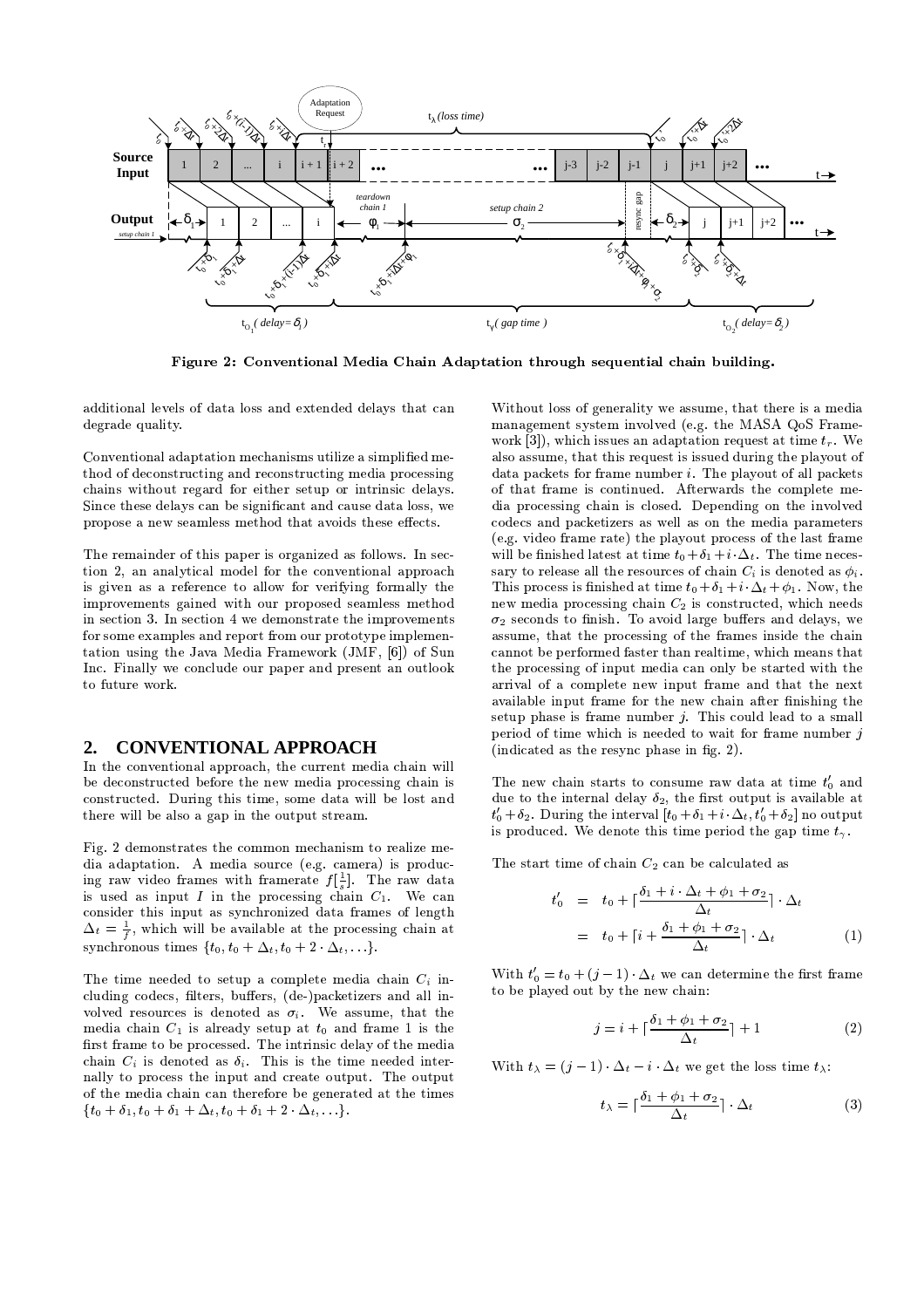Figure 2: Conventional Media Chain Adaptation through sequential chain building.

additional levels of data loss and extended delays that can degrade quality.

Conventional adaptation mechanisms utilize a simplified method of deconstructing and reconstructing media processing chains without regard for either setup or intrinsic delays. Since these delays can be significant and cause data loss, we propose a new seamless method that avoids these effects.

The remainder of this paper is organized as follows. In section 2, an analytical model for the conventional approach is given as a reference to allow for verifying formally the improvements gained with our proposed seamless method in section 3. In section 4 we demonstrate the improvements for some examples and report from our prototype implementation using the Java Media Framework (JMF, [6]) of Sun Inc. Finally we conclude our paper and present an outlook to future work.

## 2. CONVENTIONAL APPROACH

In the conventional approach, the current media chain will be deconstructed before the new media processing chain is constructed. During this time, some data will be lost and there will be also a gap in the output stream.

Fig. 2 demonstrates the common mechanism to realize media adaptation. A media source (e.g. camera) is producing raw video frames with framerate $f[\frac{1}{s}]$. The raw data is used as input $I$ in the processing chain $C_1$. We can consider this input as synchronized data frames of length $\Delta_t = \frac{1}{f}$, which will be available at the processing chain at synchronous times $\{t_0, t_0 + \Delta_t, t_0 + 2 \cdot \Delta_t, \ldots\}$.

The time needed to setup a complete media chain $C_i$ including codecs, filters, buffers, (de-)packetizers and all involved resources is denoted as $\sigma_i$. We assume, that the media chain $C_1$ is already setup at $t_0$ and frame 1 is the first frame to be processed. The intrinsic delay of the media chain $C_i$ is denoted as $\delta_i$. This is the time needed internally to process the input and create output. The output of the media chain can therefore be generated at the times $\{t_0 + \delta_1, t_0 + \delta_1 + \Delta_t, t_0 + \delta_1 + 2 \cdot \Delta_t, \ldots\}$.

Without loss of generality we assume, that there is a media management system involved (e.g. the MASA QoS Framework [3]), which issues an adaptation request at time $t_r$. We also assume, that this request is issued during the playout of data packets for frame number $i$. The playout of all packets of that frame is continued. Afterwards the complete media processing chain is closed. Depending on the involved codecs and packetizers as well as on the media parameters (e.g. video frame rate) the playout process of the last frame will be finished latest at time $t_0 + \delta_1 + i \cdot \Delta_t$. The time necessary to release all the resources of chain $C_i$ is denoted as $\phi_i$. This process is finished at time $t_0 + \delta_1 + i \cdot \Delta_t + \phi_1$. Now, the new media processing chain $C_2$ is constructed, which needs $\sigma_2$ seconds to finish. To avoid large buffers and delays, we assume, that the processing of the frames inside the chain cannot be performed faster than realtime, which means that the processing of input media can only be started with the arrival of a complete new input frame and that the next available input frame for the new chain after finishing the setup phase is frame number $j$. This could lead to a small period of time which is needed to wait for frame number $j$ (indicated as the resync phase in fig. 2).

The new chain starts to consume raw data at time $t_0'$ and due to the internal delay $\delta_2$, the first output is available at $t_0' + \delta_2$. During the interval $[t_0 + \delta_1 + i \cdot \Delta_t, t_0' + \delta_2]$ no output is produced. We denote this time period the gap time $t_\gamma$.

The start time of chain $C_2$ can be calculated as

$$t_0' = t_0 + \lceil \frac{\delta_1 + i \cdot \Delta_t + \phi_1 + \sigma_2}{\Delta_t} \rceil \cdot \Delta_t = t_0 + \lceil i + \frac{\delta_1 + \phi_1 + \sigma_2}{\Delta_t} \rceil \cdot \Delta_t \qquad (1)$$

With $t_0' = t_0 + (j-1) \cdot \Delta_t$ we can determine the first frame to be played out by the new chain:

$$j = i + \lceil \frac{\delta_1 + \phi_1 + \sigma_2}{\Delta_t} \rceil + 1 \qquad (2)$$

With $t_\lambda = (j-1) \cdot \Delta_t - i \cdot \Delta_t$ we get the loss time $t_\lambda$:

$$t_\lambda = \lceil \frac{\delta_1 + \phi_1 + \sigma_2}{\Delta_t} \rceil \cdot \Delta_t \qquad (3)$$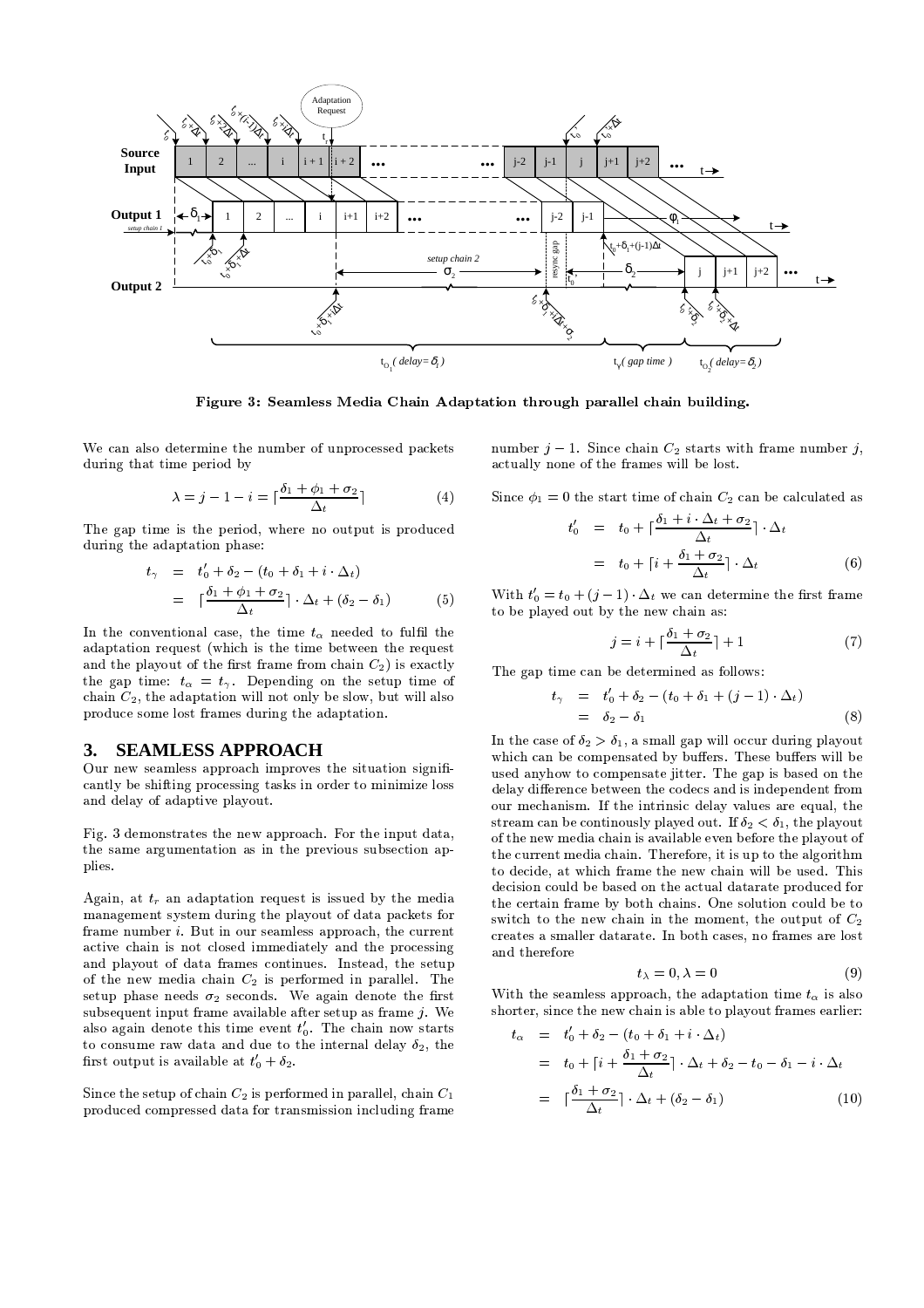Source Input

Output 1

Output 2

Adaptation Request

setup chain 1

setup chain 2

resync gap

$t_0$, $t_0+\Delta t$, $t_0+2\Delta t$, $t_0+(i-1)\Delta t$, $t_0+i\Delta t$, $t_r$, $t_0'$, $t_0'+\Delta t$

1, 2, ..., i, i+1, i+2, ..., j-2, j-1, j, j+1, j+2, ...

$\delta_1$, $\sigma_2$, $\varphi_1$, $\delta_2$

$t_0+\delta_1$, $t_0+\delta_1+\Delta t$, $t_0+\delta_1+i\Delta t$, $t_0+\delta_1+(j-1)\Delta t$, $t_0+\delta_1+i\Delta t+\sigma_2$, $t_0'+\delta_2$, $t_0'+\delta_2+\Delta t$

$t_{O_1}$( delay=$\delta_1$ )

$t_\gamma$( gap time )

$t_{O_2}$( delay=$\delta_2$ )

t

**Figure 3: Seamless Media Chain Adaptation through parallel chain building.**

We can also determine the number of unprocessed packets during that time period by

$$\lambda = j - 1 - i = \lceil \frac{\delta_1 + \phi_1 + \sigma_2}{\Delta_t} \rceil \tag{4}$$

The gap time is the period, where no output is produced during the adaptation phase:

$$\begin{aligned} t_\gamma &= t_0' + \delta_2 - (t_0 + \delta_1 + i \cdot \Delta_t) \\ &= \lceil \frac{\delta_1 + \phi_1 + \sigma_2}{\Delta_t} \rceil \cdot \Delta_t + (\delta_2 - \delta_1) \end{aligned} \tag{5}$$

In the conventional case, the time $t_\alpha$ needed to fulfil the adaptation request (which is the time between the request and the playout of the first frame from chain $C_2$) is exactly the gap time: $t_\alpha = t_\gamma$. Depending on the setup time of chain $C_2$, the adaptation will not only be slow, but will also produce some lost frames during the adaptation.

## 3. SEAMLESS APPROACH

Our new seamless approach improves the situation significantly be shifting processing tasks in order to minimize loss and delay of adaptive playout.

Fig. 3 demonstrates the new approach. For the input data, the same argumentation as in the previous subsection applies.

Again, at $t_r$ an adaptation request is issued by the media management system during the playout of data packets for frame number $i$. But in our seamless approach, the current active chain is not closed immediately and the processing and playout of data frames continues. Instead, the setup of the new media chain $C_2$ is performed in parallel. The setup phase needs $\sigma_2$ seconds. We again denote the first subsequent input frame available after setup as frame $j$. We also again denote this time event $t_0'$. The chain now starts to consume raw data and due to the internal delay $\delta_2$, the first output is available at $t_0' + \delta_2$.

Since the setup of chain $C_2$ is performed in parallel, chain $C_1$ produced compressed data for transmission including frame number $j-1$. Since chain $C_2$ starts with frame number $j$, actually none of the frames will be lost.

Since $\phi_1 = 0$ the start time of chain $C_2$ can be calculated as

$$\begin{aligned} t_0' &= t_0 + \lceil \frac{\delta_1 + i \cdot \Delta_t + \sigma_2}{\Delta_t} \rceil \cdot \Delta_t \\ &= t_0 + \lceil i + \frac{\delta_1 + \sigma_2}{\Delta_t} \rceil \cdot \Delta_t \end{aligned} \tag{6}$$

With $t_0' = t_0 + (j-1) \cdot \Delta_t$ we can determine the first frame to be played out by the new chain as:

$$j = i + \lceil \frac{\delta_1 + \sigma_2}{\Delta_t} \rceil + 1 \tag{7}$$

The gap time can be determined as follows:

$$\begin{aligned} t_\gamma &= t_0' + \delta_2 - (t_0 + \delta_1 + (j-1) \cdot \Delta_t) \\ &= \delta_2 - \delta_1 \end{aligned} \tag{8}$$

In the case of $\delta_2 > \delta_1$, a small gap will occur during playout which can be compensated by buffers. These buffers will be used anyhow to compensate jitter. The gap is based on the delay difference between the codecs and is independent from our mechanism. If the intrinsic delay values are equal, the stream can be continously played out. If $\delta_2 < \delta_1$, the playout of the new media chain is available even before the playout of the current media chain. Therefore, it is up to the algorithm to decide, at which frame the new chain will be used. This decision could be based on the actual datarate produced for the certain frame by both chains. One solution could be to switch to the new chain in the moment, the output of $C_2$ creates a smaller datarate. In both cases, no frames are lost and therefore

$$t_\lambda = 0, \lambda = 0 \tag{9}$$

With the seamless approach, the adaptation time $t_\alpha$ is also shorter, since the new chain is able to playout frames earlier:

$$\begin{aligned} t_\alpha &= t_0' + \delta_2 - (t_0 + \delta_1 + i \cdot \Delta_t) \\ &= t_0 + \lceil i + \frac{\delta_1 + \sigma_2}{\Delta_t} \rceil \cdot \Delta_t + \delta_2 - t_0 - \delta_1 - i \cdot \Delta_t \\ &= \lceil \frac{\delta_1 + \sigma_2}{\Delta_t} \rceil \cdot \Delta_t + (\delta_2 - \delta_1) \end{aligned} \tag{10}$$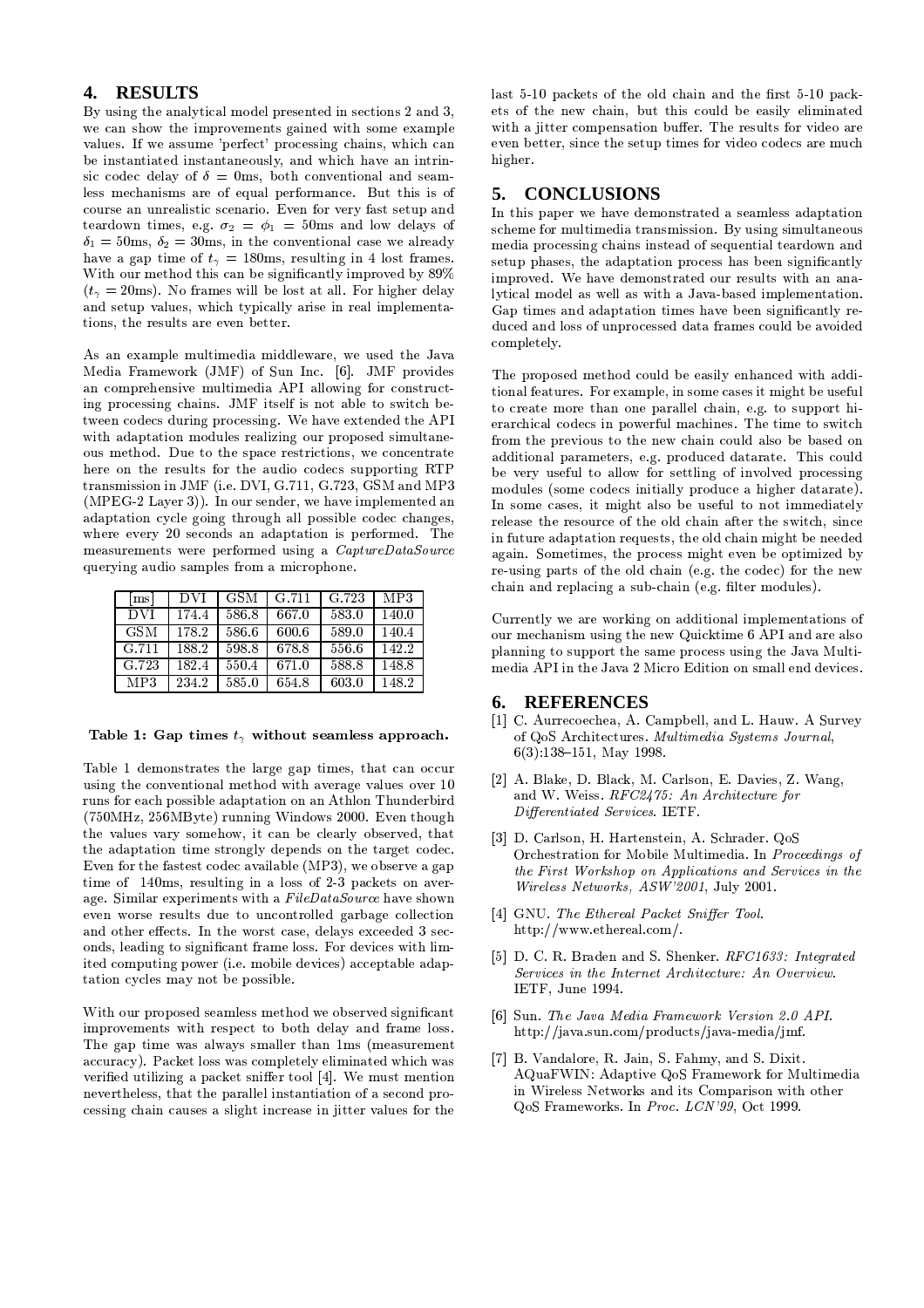## 4. RESULTS

By using the analytical model presented in sections 2 and 3, we can show the improvements gained with some example values. If we assume 'perfect' processing chains, which can be instantiated instantaneously, and which have an intrinsic codec delay of $\delta = 0$ms, both conventional and seamless mechanisms are of equal performance. But this is of course an unrealistic scenario. Even for very fast setup and teardown times, e.g. $\sigma_2 = \phi_1 = 50$ms and low delays of $\delta_1 = 50$ms, $\delta_2 = 30$ms, in the conventional case we already have a gap time of $t_\gamma = 180$ms, resulting in 4 lost frames. With our method this can be significantly improved by 89% ($t_\gamma = 20$ms). No frames will be lost at all. For higher delay and setup values, which typically arise in real implementations, the results are even better.

As an example multimedia middleware, we used the Java Media Framework (JMF) of Sun Inc. [6]. JMF provides an comprehensive multimedia API allowing for constructing processing chains. JMF itself is not able to switch between codecs during processing. We have extended the API with adaptation modules realizing our proposed simultaneous method. Due to the space restrictions, we concentrate here on the results for the audio codecs supporting RTP transmission in JMF (i.e. DVI, G.711, G.723, GSM and MP3 (MPEG-2 Layer 3)). In our sender, we have implemented an adaptation cycle going through all possible codec changes, where every 20 seconds an adaptation is performed. The measurements were performed using a *CaptureDataSource* querying audio samples from a microphone.

| [ms] | DVI | GSM | G.711 | G.723 | MP3 |
|---|---|---|---|---|---|
| DVI | 174.4 | 586.8 | 667.0 | 583.0 | 140.0 |
| GSM | 178.2 | 586.6 | 600.6 | 589.0 | 140.4 |
| G.711 | 188.2 | 598.8 | 678.8 | 556.6 | 142.2 |
| G.723 | 182.4 | 550.4 | 671.0 | 588.8 | 148.8 |
| MP3 | 234.2 | 585.0 | 654.8 | 603.0 | 148.2 |

**Table 1: Gap times $t_\gamma$ without seamless approach.**

Table 1 demonstrates the large gap times, that can occur using the conventional method with average values over 10 runs for each possible adaptation on an Athlon Thunderbird (750MHz, 256MByte) running Windows 2000. Even though the values vary somehow, it can be clearly observed, that the adaptation time strongly depends on the target codec. Even for the fastest codec available (MP3), we observe a gap time of 140ms, resulting in a loss of 2-3 packets on average. Similar experiments with a *FileDataSource* have shown even worse results due to uncontrolled garbage collection and other effects. In the worst case, delays exceeded 3 seconds, leading to significant frame loss. For devices with limited computing power (i.e. mobile devices) acceptable adaptation cycles may not be possible.

With our proposed seamless method we observed significant improvements with respect to both delay and frame loss. The gap time was always smaller than 1ms (measurement accuracy). Packet loss was completely eliminated which was verified utilizing a packet sniffer tool [4]. We must mention nevertheless, that the parallel instantiation of a second processing chain causes a slight increase in jitter values for the last 5-10 packets of the old chain and the first 5-10 packets of the new chain, but this could be easily eliminated with a jitter compensation buffer. The results for video are even better, since the setup times for video codecs are much higher.

## 5. CONCLUSIONS

In this paper we have demonstrated a seamless adaptation scheme for multimedia transmission. By using simultaneous media processing chains instead of sequential teardown and setup phases, the adaptation process has been significantly improved. We have demonstrated our results with an analytical model as well as with a Java-based implementation. Gap times and adaptation times have been significantly reduced and loss of unprocessed data frames could be avoided completely.

The proposed method could be easily enhanced with additional features. For example, in some cases it might be useful to create more than one parallel chain, e.g. to support hierarchical codecs in powerful machines. The time to switch from the previous to the new chain could also be based on additional parameters, e.g. produced datarate. This could be very useful to allow for settling of involved processing modules (some codecs initially produce a higher datarate). In some cases, it might also be useful to not immediately release the resource of the old chain after the switch, since in future adaptation requests, the old chain might be needed again. Sometimes, the process might even be optimized by re-using parts of the old chain (e.g. the codec) for the new chain and replacing a sub-chain (e.g. filter modules).

Currently we are working on additional implementations of our mechanism using the new Quicktime 6 API and are also planning to support the same process using the Java Multimedia API in the Java 2 Micro Edition on small end devices.

## 6. REFERENCES

[1] C. Aurrecoechea, A. Campbell, and L. Hauw. A Survey of QoS Architectures. *Multimedia Systems Journal*, 6(3):138–151, May 1998.

[2] A. Blake, D. Black, M. Carlson, E. Davies, Z. Wang, and W. Weiss. *RFC2475: An Architecture for Differentiated Services*. IETF.

[3] D. Carlson, H. Hartenstein, A. Schrader. QoS Orchestration for Mobile Multimedia. In *Proceedings of the First Workshop on Applications and Services in the Wireless Networks, ASW'2001*, July 2001.

[4] GNU. *The Ethereal Packet Sniffer Tool*. http://www.ethereal.com/.

[5] D. C. R. Braden and S. Shenker. *RFC1633: Integrated Services in the Internet Architecture: An Overview*. IETF, June 1994.

[6] Sun. *The Java Media Framework Version 2.0 API*. http://java.sun.com/products/java-media/jmf.

[7] B. Vandalore, R. Jain, S. Fahmy, and S. Dixit. AQuaFWIN: Adaptive QoS Framework for Multimedia in Wireless Networks and its Comparison with other QoS Frameworks. In *Proc. LCN'99*, Oct 1999.